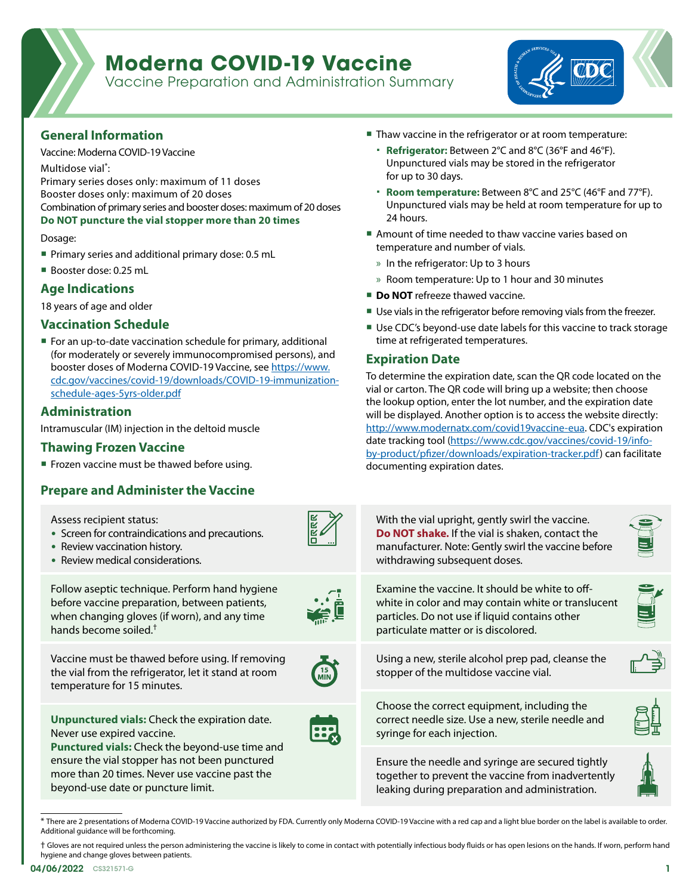# Moderna COVID-19 Vaccine

Vaccine Preparation and Administration Summary

## General Information

Vaccine: Moderna COVID-19 Vaccine

Multidose vial*:

Primary series doses only: maximum of 11 doses
Booster doses only: maximum of 20 doses
Combination of primary series and booster doses: maximum of 20 doses
**Do NOT puncture the vial stopper more than 20 times**

Dosage:

- Primary series and additional primary dose: 0.5 mL
- Booster dose: 0.25 mL

## Age Indications

18 years of age and older

## Vaccination Schedule

- For an up-to-date vaccination schedule for primary, additional (for moderately or severely immunocompromised persons), and booster doses of Moderna COVID-19 Vaccine, see https://www.cdc.gov/vaccines/covid-19/downloads/COVID-19-immunization-schedule-ages-5yrs-older.pdf

## Administration

Intramuscular (IM) injection in the deltoid muscle

## Thawing Frozen Vaccine

- Frozen vaccine must be thawed before using.
- Thaw vaccine in the refrigerator or at room temperature:
  - **Refrigerator:** Between 2°C and 8°C (36°F and 46°F). Unpunctured vials may be stored in the refrigerator for up to 30 days.
  - **Room temperature:** Between 8°C and 25°C (46°F and 77°F). Unpunctured vials may be held at room temperature for up to 24 hours.
- Amount of time needed to thaw vaccine varies based on temperature and number of vials.
  - In the refrigerator: Up to 3 hours
  - Room temperature: Up to 1 hour and 30 minutes
- **Do NOT** refreeze thawed vaccine.
- Use vials in the refrigerator before removing vials from the freezer.
- Use CDC's beyond-use date labels for this vaccine to track storage time at refrigerated temperatures.

## Expiration Date

To determine the expiration date, scan the QR code located on the vial or carton. The QR code will bring up a website; then choose the lookup option, enter the lot number, and the expiration date will be displayed. Another option is to access the website directly: http://www.modernatx.com/covid19vaccine-eua. CDC's expiration date tracking tool (https://www.cdc.gov/vaccines/covid-19/info-by-product/pfizer/downloads/expiration-tracker.pdf) can facilitate documenting expiration dates.

## Prepare and Administer the Vaccine

Assess recipient status:
- Screen for contraindications and precautions.
- Review vaccination history.
- Review medical considerations.

Follow aseptic technique. Perform hand hygiene before vaccine preparation, between patients, when changing gloves (if worn), and any time hands become soiled.†

Vaccine must be thawed before using. If removing the vial from the refrigerator, let it stand at room temperature for 15 minutes.

**Unpunctured vials:** Check the expiration date. Never use expired vaccine.
**Punctured vials:** Check the beyond-use time and ensure the vial stopper has not been punctured more than 20 times. Never use vaccine past the beyond-use date or puncture limit.

With the vial upright, gently swirl the vaccine. **Do NOT shake.** If the vial is shaken, contact the manufacturer. Note: Gently swirl the vaccine before withdrawing subsequent doses.

Examine the vaccine. It should be white to off-white in color and may contain white or translucent particles. Do not use if liquid contains other particulate matter or is discolored.

Using a new, sterile alcohol prep pad, cleanse the stopper of the multidose vaccine vial.

Choose the correct equipment, including the correct needle size. Use a new, sterile needle and syringe for each injection.

Ensure the needle and syringe are secured tightly together to prevent the vaccine from inadvertently leaking during preparation and administration.

---

\* There are 2 presentations of Moderna COVID-19 Vaccine authorized by FDA. Currently only Moderna COVID-19 Vaccine with a red cap and a light blue border on the label is available to order. Additional guidance will be forthcoming.

† Gloves are not required unless the person administering the vaccine is likely to come in contact with potentially infectious body fluids or has open lesions on the hands. If worn, perform hand hygiene and change gloves between patients.

04/06/2022 CS321571-G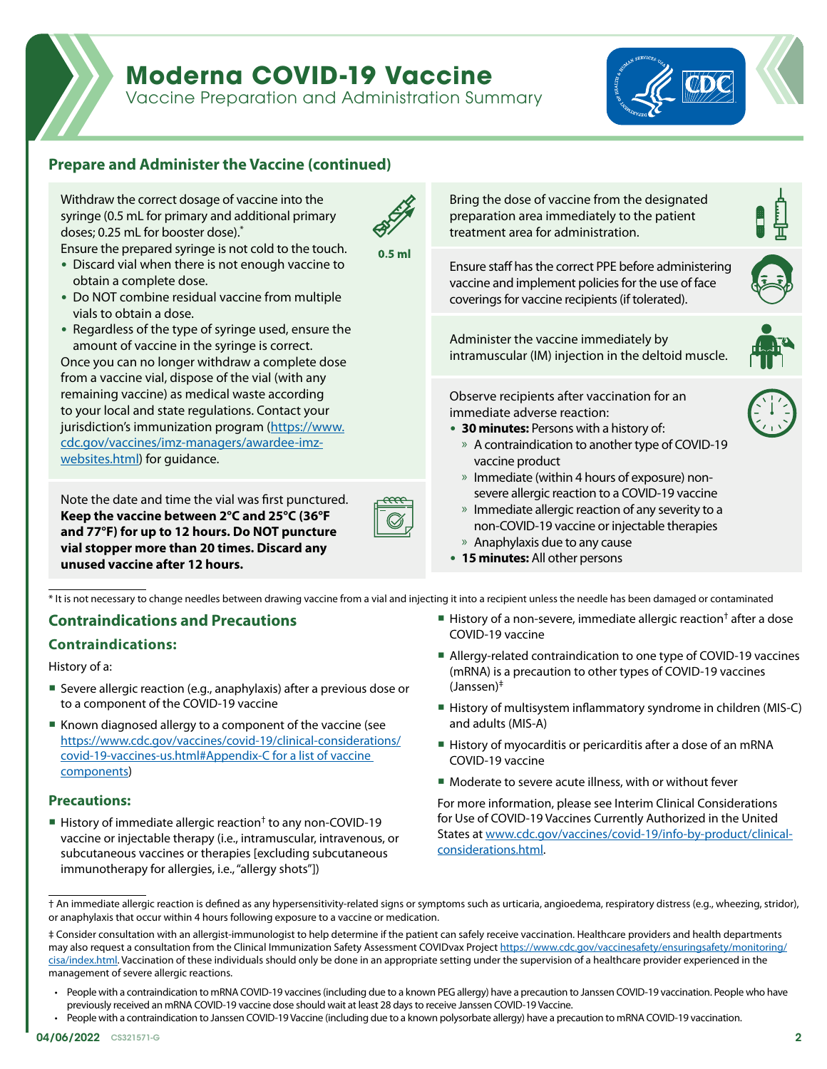# Moderna COVID-19 Vaccine

Vaccine Preparation and Administration Summary

## Prepare and Administer the Vaccine (continued)

Withdraw the correct dosage of vaccine into the syringe (0.5 mL for primary and additional primary doses; 0.25 mL for booster dose).*

Ensure the prepared syringe is not cold to the touch.

- Discard vial when there is not enough vaccine to obtain a complete dose.
- Do NOT combine residual vaccine from multiple vials to obtain a dose.
- Regardless of the type of syringe used, ensure the amount of vaccine in the syringe is correct.

Once you can no longer withdraw a complete dose from a vaccine vial, dispose of the vial (with any remaining vaccine) as medical waste according to your local and state regulations. Contact your jurisdiction's immunization program (https://www.cdc.gov/vaccines/imz-managers/awardee-imz-websites.html) for guidance.

0.5 ml

Note the date and time the vial was first punctured. **Keep the vaccine between 2°C and 25°C (36°F and 77°F) for up to 12 hours. Do NOT puncture vial stopper more than 20 times. Discard any unused vaccine after 12 hours.**

Bring the dose of vaccine from the designated preparation area immediately to the patient treatment area for administration.

Ensure staff has the correct PPE before administering vaccine and implement policies for the use of face coverings for vaccine recipients (if tolerated).

Administer the vaccine immediately by intramuscular (IM) injection in the deltoid muscle.

Observe recipients after vaccination for an immediate adverse reaction:

- **30 minutes:** Persons with a history of:
  - A contraindication to another type of COVID-19 vaccine product
  - Immediate (within 4 hours of exposure) non-severe allergic reaction to a COVID-19 vaccine
  - Immediate allergic reaction of any severity to a non-COVID-19 vaccine or injectable therapies
  - Anaphylaxis due to any cause
- **15 minutes:** All other persons

* It is not necessary to change needles between drawing vaccine from a vial and injecting it into a recipient unless the needle has been damaged or contaminated

## Contraindications and Precautions

### Contraindications:

History of a:

- Severe allergic reaction (e.g., anaphylaxis) after a previous dose or to a component of the COVID-19 vaccine
- Known diagnosed allergy to a component of the vaccine (see https://www.cdc.gov/vaccines/covid-19/clinical-considerations/covid-19-vaccines-us.html#Appendix-C for a list of vaccine components)

### Precautions:

- History of immediate allergic reaction† to any non-COVID-19 vaccine or injectable therapy (i.e., intramuscular, intravenous, or subcutaneous vaccines or therapies [excluding subcutaneous immunotherapy for allergies, i.e., "allergy shots"])
- History of a non-severe, immediate allergic reaction† after a dose COVID-19 vaccine
- Allergy-related contraindication to one type of COVID-19 vaccines (mRNA) is a precaution to other types of COVID-19 vaccines (Janssen)‡
- History of multisystem inflammatory syndrome in children (MIS-C) and adults (MIS-A)
- History of myocarditis or pericarditis after a dose of an mRNA COVID-19 vaccine
- Moderate to severe acute illness, with or without fever

For more information, please see Interim Clinical Considerations for Use of COVID-19 Vaccines Currently Authorized in the United States at www.cdc.gov/vaccines/covid-19/info-by-product/clinical-considerations.html.

† An immediate allergic reaction is defined as any hypersensitivity-related signs or symptoms such as urticaria, angioedema, respiratory distress (e.g., wheezing, stridor), or anaphylaxis that occur within 4 hours following exposure to a vaccine or medication.

‡ Consider consultation with an allergist-immunologist to help determine if the patient can safely receive vaccination. Healthcare providers and health departments may also request a consultation from the Clinical Immunization Safety Assessment COVIDvax Project https://www.cdc.gov/vaccinesafety/ensuringsafety/monitoring/cisa/index.html. Vaccination of these individuals should only be done in an appropriate setting under the supervision of a healthcare provider experienced in the management of severe allergic reactions.

- People with a contraindication to mRNA COVID-19 vaccines (including due to a known PEG allergy) have a precaution to Janssen COVID-19 vaccination. People who have previously received an mRNA COVID-19 vaccine dose should wait at least 28 days to receive Janssen COVID-19 Vaccine.
- People with a contraindication to Janssen COVID-19 Vaccine (including due to a known polysorbate allergy) have a precaution to mRNA COVID-19 vaccination.

04/06/2022 CS321571-G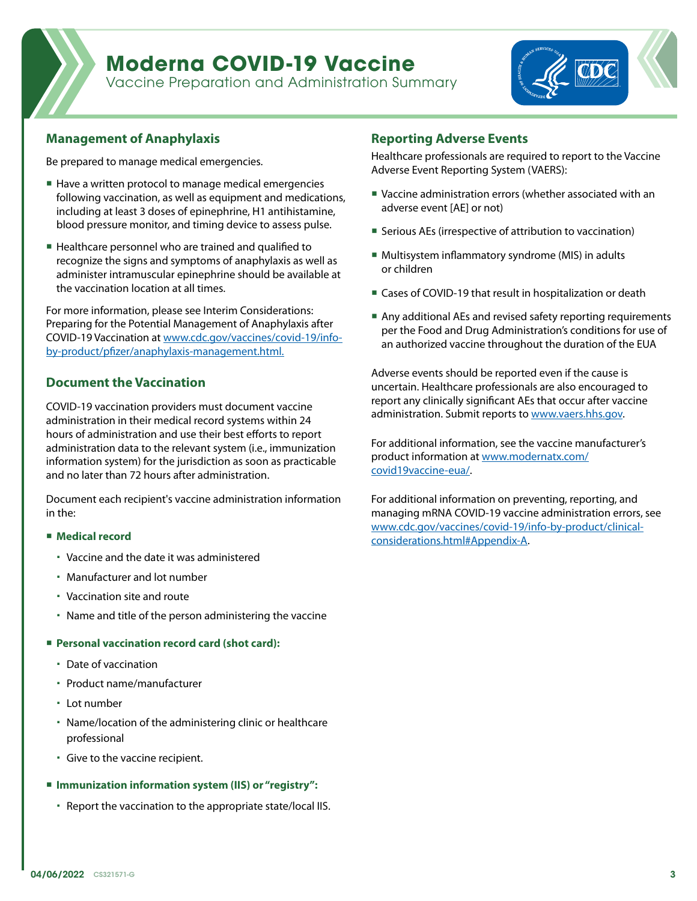# Moderna COVID-19 Vaccine

Vaccine Preparation and Administration Summary

## Management of Anaphylaxis

Be prepared to manage medical emergencies.

- Have a written protocol to manage medical emergencies following vaccination, as well as equipment and medications, including at least 3 doses of epinephrine, H1 antihistamine, blood pressure monitor, and timing device to assess pulse.
- Healthcare personnel who are trained and qualified to recognize the signs and symptoms of anaphylaxis as well as administer intramuscular epinephrine should be available at the vaccination location at all times.

For more information, please see Interim Considerations: Preparing for the Potential Management of Anaphylaxis after COVID-19 Vaccination at [www.cdc.gov/vaccines/covid-19/info-by-product/pfizer/anaphylaxis-management.html.](www.cdc.gov/vaccines/covid-19/info-by-product/pfizer/anaphylaxis-management.html)

## Document the Vaccination

COVID-19 vaccination providers must document vaccine administration in their medical record systems within 24 hours of administration and use their best efforts to report administration data to the relevant system (i.e., immunization information system) for the jurisdiction as soon as practicable and no later than 72 hours after administration.

Document each recipient's vaccine administration information in the:

- **Medical record**
  - Vaccine and the date it was administered
  - Manufacturer and lot number
  - Vaccination site and route
  - Name and title of the person administering the vaccine
- **Personal vaccination record card (shot card):**
  - Date of vaccination
  - Product name/manufacturer
  - Lot number
  - Name/location of the administering clinic or healthcare professional
  - Give to the vaccine recipient.
- **Immunization information system (IIS) or "registry":**
  - Report the vaccination to the appropriate state/local IIS.

## Reporting Adverse Events

Healthcare professionals are required to report to the Vaccine Adverse Event Reporting System (VAERS):

- Vaccine administration errors (whether associated with an adverse event [AE] or not)
- Serious AEs (irrespective of attribution to vaccination)
- Multisystem inflammatory syndrome (MIS) in adults or children
- Cases of COVID-19 that result in hospitalization or death
- Any additional AEs and revised safety reporting requirements per the Food and Drug Administration's conditions for use of an authorized vaccine throughout the duration of the EUA

Adverse events should be reported even if the cause is uncertain. Healthcare professionals are also encouraged to report any clinically significant AEs that occur after vaccine administration. Submit reports to [www.vaers.hhs.gov](www.vaers.hhs.gov).

For additional information, see the vaccine manufacturer's product information at [www.modernatx.com/covid19vaccine-eua/](www.modernatx.com/covid19vaccine-eua/).

For additional information on preventing, reporting, and managing mRNA COVID-19 vaccine administration errors, see [www.cdc.gov/vaccines/covid-19/info-by-product/clinical-considerations.html#Appendix-A](www.cdc.gov/vaccines/covid-19/info-by-product/clinical-considerations.html#Appendix-A).

04/06/2022 CS321571-G